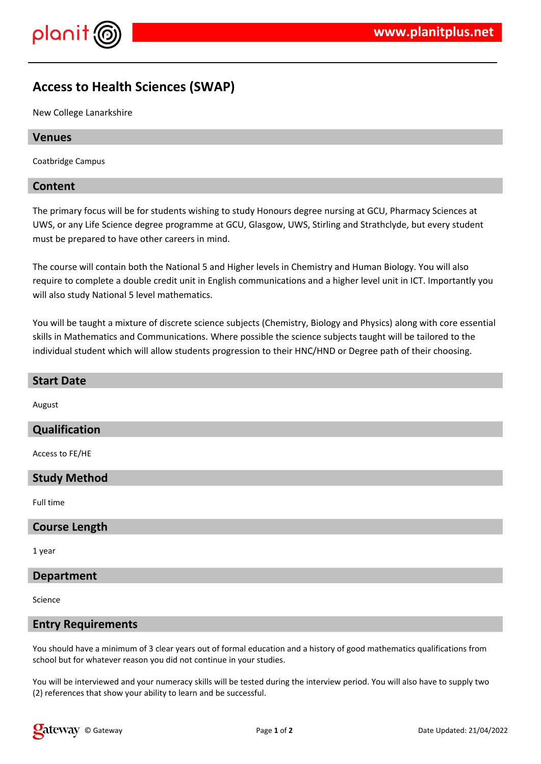# Access to Health Sciences (SWAP)

New College Lanarkshire

## Venues

Coatbridge Campus

## Content

The primary focus will be for students wishing to study Honours degree nursing at GCU, Pharmacy Sciences at UWS, or any Life Science degree programme at GCU, Glasgow, UWS, Stirling and Strathclyde, but every student must be prepared to have other careers in mind.

The course will contain both the National 5 and Higher levels in Chemistry and Human Biology. You will also require to complete a double credit unit in English communications and a higher level unit in ICT. Importantly you will also study National 5 level mathematics.

You will be taught a mixture of discrete science subjects (Chemistry, Biology and Physics) along with core essential skills in Mathematics and Communications. Where possible the science subjects taught will be tailored to the individual student which will allow students progression to their HNC/HND or Degree path of their choosing.

## Start Date

August

## Qualification

Access to FE/HE

## Study Method

Full time

## Course Length

1 year

## Department

Science

## Entry Requirements

You should have a minimum of 3 clear years out of formal education and a history of good mathematics qualifications from school but for whatever reason you did not continue in your studies.

You will be interviewed and your numeracy skills will be tested during the interview period. You will also have to supply two (2) references that show your ability to learn and be successful.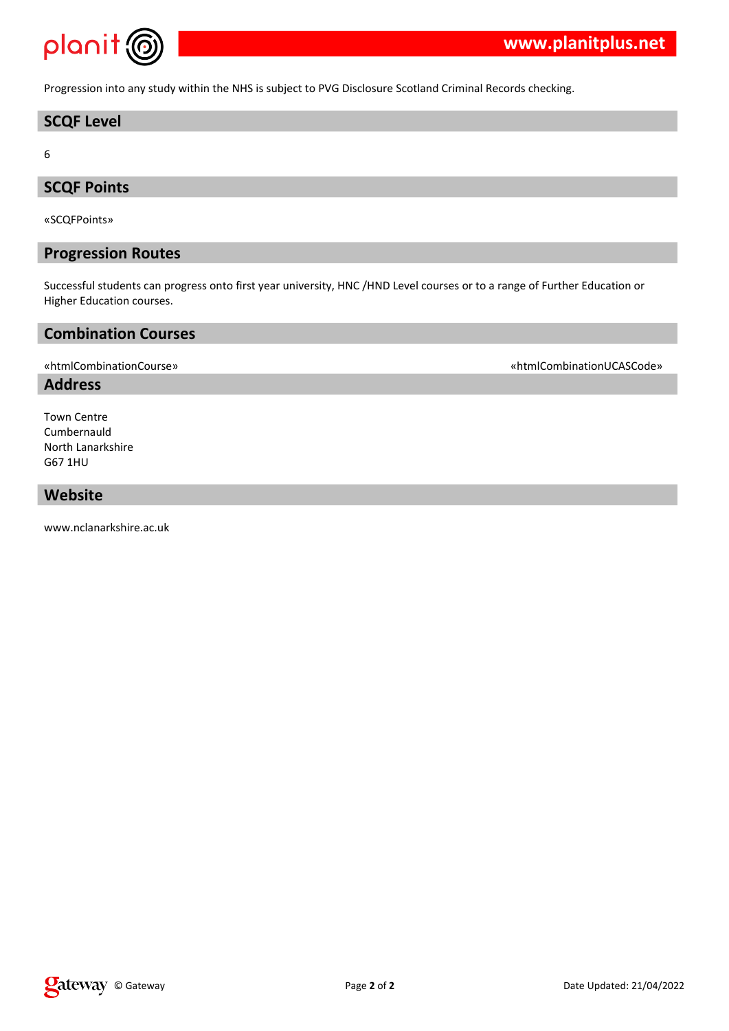Progression into any study within the NHS is subject to PVG Disclosure Scotland Criminal Records checking.

## SCQF Level

6

## SCQF Points

«SCQFPoints»

## Progression Routes

Successful students can progress onto first year university, HNC /HND Level courses or to a range of Further Education or Higher Education courses.

## Combination Courses

«htmlCombinationCourse» «htmlCombinationUCASCode»

## Address

Town Centre
Cumbernauld
North Lanarkshire
G67 1HU

## Website

www.nclanarkshire.ac.uk